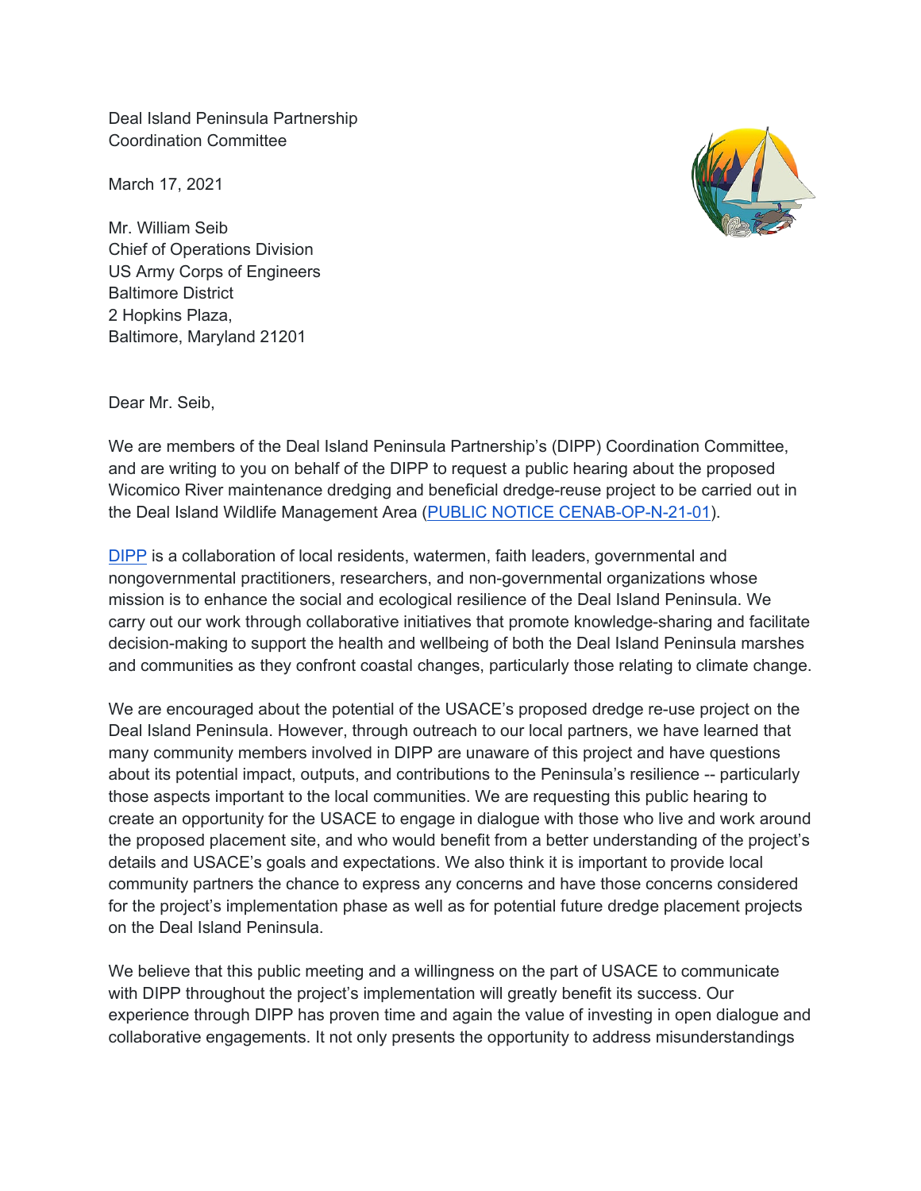Deal Island Peninsula Partnership
Coordination Committee

March 17, 2021

Mr. William Seib
Chief of Operations Division
US Army Corps of Engineers
Baltimore District
2 Hopkins Plaza,
Baltimore, Maryland 21201

Dear Mr. Seib,

We are members of the Deal Island Peninsula Partnership's (DIPP) Coordination Committee, and are writing to you on behalf of the DIPP to request a public hearing about the proposed Wicomico River maintenance dredging and beneficial dredge-reuse project to be carried out in the Deal Island Wildlife Management Area (PUBLIC NOTICE CENAB-OP-N-21-01).

DIPP is a collaboration of local residents, watermen, faith leaders, governmental and nongovernmental practitioners, researchers, and non-governmental organizations whose mission is to enhance the social and ecological resilience of the Deal Island Peninsula. We carry out our work through collaborative initiatives that promote knowledge-sharing and facilitate decision-making to support the health and wellbeing of both the Deal Island Peninsula marshes and communities as they confront coastal changes, particularly those relating to climate change.

We are encouraged about the potential of the USACE's proposed dredge re-use project on the Deal Island Peninsula. However, through outreach to our local partners, we have learned that many community members involved in DIPP are unaware of this project and have questions about its potential impact, outputs, and contributions to the Peninsula's resilience -- particularly those aspects important to the local communities. We are requesting this public hearing to create an opportunity for the USACE to engage in dialogue with those who live and work around the proposed placement site, and who would benefit from a better understanding of the project's details and USACE's goals and expectations. We also think it is important to provide local community partners the chance to express any concerns and have those concerns considered for the project's implementation phase as well as for potential future dredge placement projects on the Deal Island Peninsula.

We believe that this public meeting and a willingness on the part of USACE to communicate with DIPP throughout the project's implementation will greatly benefit its success. Our experience through DIPP has proven time and again the value of investing in open dialogue and collaborative engagements. It not only presents the opportunity to address misunderstandings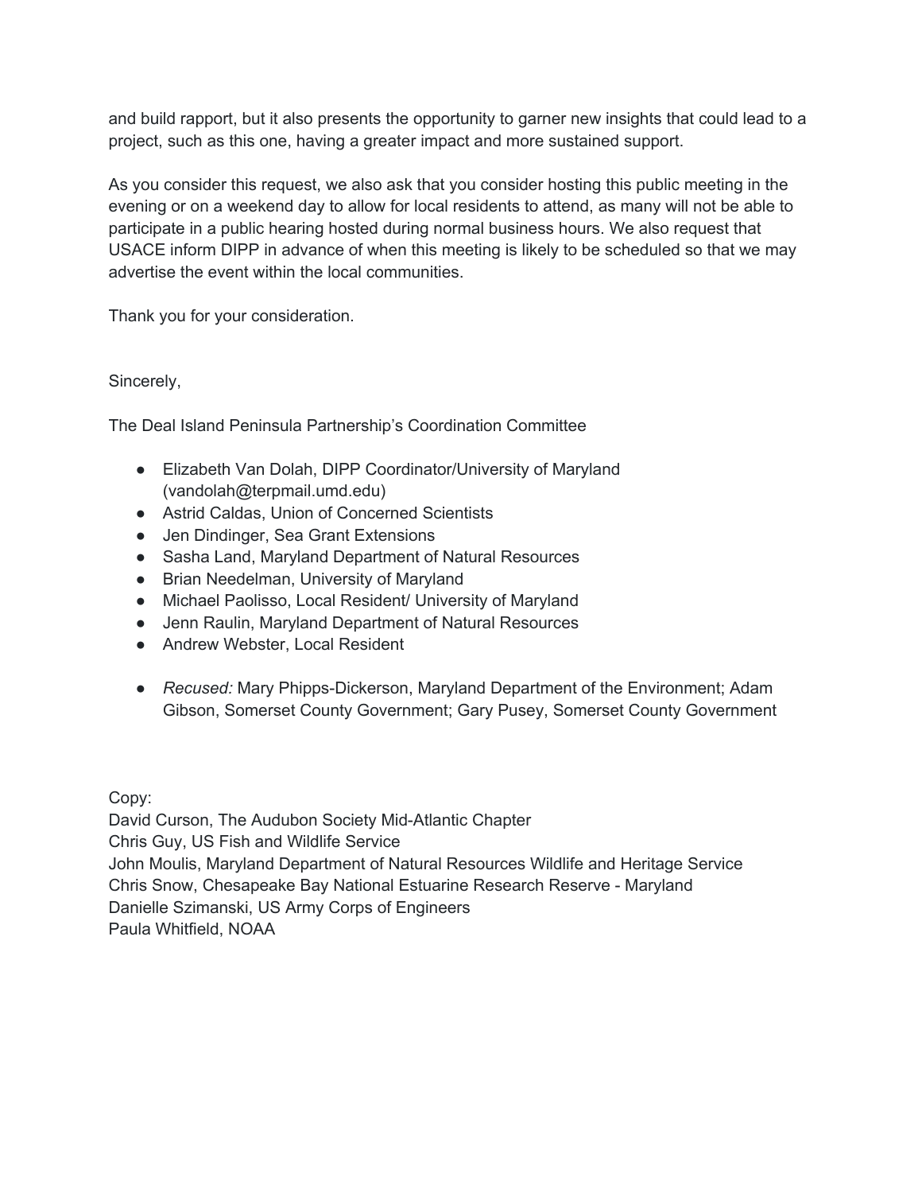and build rapport, but it also presents the opportunity to garner new insights that could lead to a project, such as this one, having a greater impact and more sustained support.

As you consider this request, we also ask that you consider hosting this public meeting in the evening or on a weekend day to allow for local residents to attend, as many will not be able to participate in a public hearing hosted during normal business hours. We also request that USACE inform DIPP in advance of when this meeting is likely to be scheduled so that we may advertise the event within the local communities.

Thank you for your consideration.

Sincerely,

The Deal Island Peninsula Partnership's Coordination Committee

- Elizabeth Van Dolah, DIPP Coordinator/University of Maryland (vandolah@terpmail.umd.edu)
- Astrid Caldas, Union of Concerned Scientists
- Jen Dindinger, Sea Grant Extensions
- Sasha Land, Maryland Department of Natural Resources
- Brian Needelman, University of Maryland
- Michael Paolisso, Local Resident/ University of Maryland
- Jenn Raulin, Maryland Department of Natural Resources
- Andrew Webster, Local Resident

- *Recused:* Mary Phipps-Dickerson, Maryland Department of the Environment; Adam Gibson, Somerset County Government; Gary Pusey, Somerset County Government

Copy:
David Curson, The Audubon Society Mid-Atlantic Chapter
Chris Guy, US Fish and Wildlife Service
John Moulis, Maryland Department of Natural Resources Wildlife and Heritage Service
Chris Snow, Chesapeake Bay National Estuarine Research Reserve - Maryland
Danielle Szimanski, US Army Corps of Engineers
Paula Whitfield, NOAA